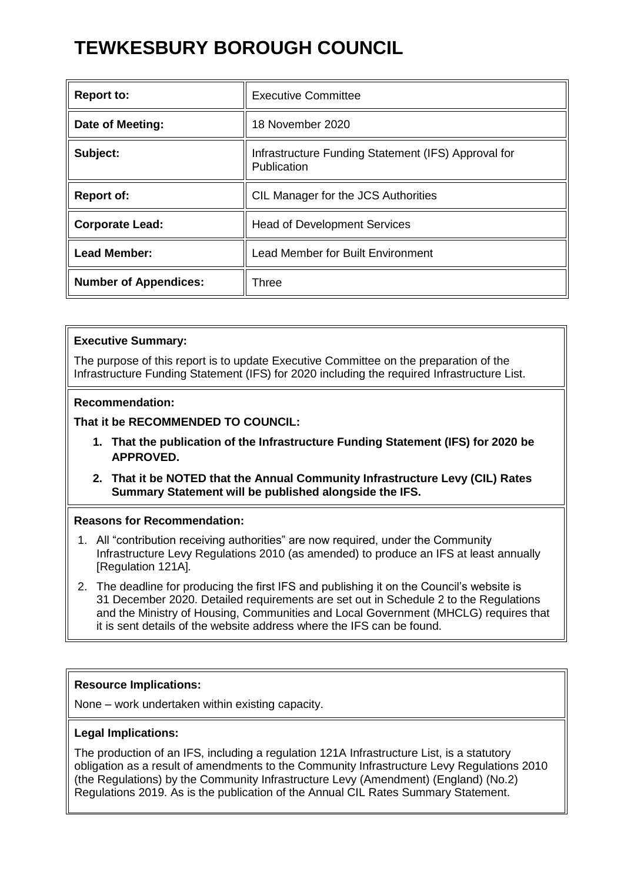# TEWKESBURY BOROUGH COUNCIL

| Report to: | Executive Committee |
|---|---|
| **Date of Meeting:** | 18 November 2020 |
| **Subject:** | Infrastructure Funding Statement (IFS) Approval for Publication |
| **Report of:** | CIL Manager for the JCS Authorities |
| **Corporate Lead:** | Head of Development Services |
| **Lead Member:** | Lead Member for Built Environment |
| **Number of Appendices:** | Three |

**Executive Summary:**

The purpose of this report is to update Executive Committee on the preparation of the Infrastructure Funding Statement (IFS) for 2020 including the required Infrastructure List.

**Recommendation:**

**That it be RECOMMENDED TO COUNCIL:**

1. **That the publication of the Infrastructure Funding Statement (IFS) for 2020 be APPROVED.**
2. **That it be NOTED that the Annual Community Infrastructure Levy (CIL) Rates Summary Statement will be published alongside the IFS.**

**Reasons for Recommendation:**

1. All "contribution receiving authorities" are now required, under the Community Infrastructure Levy Regulations 2010 (as amended) to produce an IFS at least annually [Regulation 121A].
2. The deadline for producing the first IFS and publishing it on the Council's website is 31 December 2020. Detailed requirements are set out in Schedule 2 to the Regulations and the Ministry of Housing, Communities and Local Government (MHCLG) requires that it is sent details of the website address where the IFS can be found.

**Resource Implications:**

None – work undertaken within existing capacity.

**Legal Implications:**

The production of an IFS, including a regulation 121A Infrastructure List, is a statutory obligation as a result of amendments to the Community Infrastructure Levy Regulations 2010 (the Regulations) by the Community Infrastructure Levy (Amendment) (England) (No.2) Regulations 2019. As is the publication of the Annual CIL Rates Summary Statement.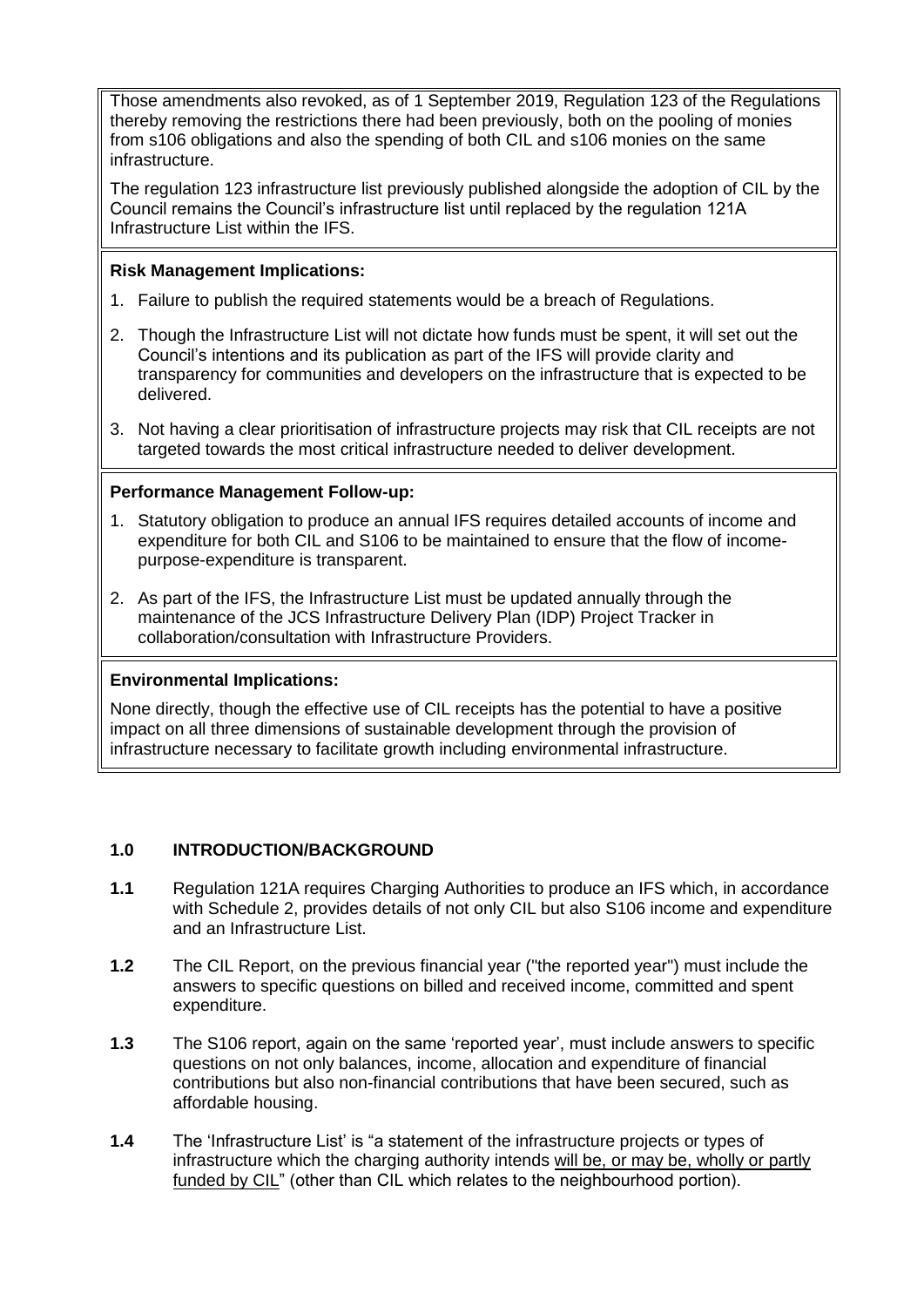Those amendments also revoked, as of 1 September 2019, Regulation 123 of the Regulations thereby removing the restrictions there had been previously, both on the pooling of monies from s106 obligations and also the spending of both CIL and s106 monies on the same infrastructure.

The regulation 123 infrastructure list previously published alongside the adoption of CIL by the Council remains the Council's infrastructure list until replaced by the regulation 121A Infrastructure List within the IFS.

**Risk Management Implications:**

1. Failure to publish the required statements would be a breach of Regulations.
2. Though the Infrastructure List will not dictate how funds must be spent, it will set out the Council's intentions and its publication as part of the IFS will provide clarity and transparency for communities and developers on the infrastructure that is expected to be delivered.
3. Not having a clear prioritisation of infrastructure projects may risk that CIL receipts are not targeted towards the most critical infrastructure needed to deliver development.

**Performance Management Follow-up:**

1. Statutory obligation to produce an annual IFS requires detailed accounts of income and expenditure for both CIL and S106 to be maintained to ensure that the flow of income-purpose-expenditure is transparent.
2. As part of the IFS, the Infrastructure List must be updated annually through the maintenance of the JCS Infrastructure Delivery Plan (IDP) Project Tracker in collaboration/consultation with Infrastructure Providers.

**Environmental Implications:**

None directly, though the effective use of CIL receipts has the potential to have a positive impact on all three dimensions of sustainable development through the provision of infrastructure necessary to facilitate growth including environmental infrastructure.

## 1.0 INTRODUCTION/BACKGROUND

**1.1** Regulation 121A requires Charging Authorities to produce an IFS which, in accordance with Schedule 2, provides details of not only CIL but also S106 income and expenditure and an Infrastructure List.

**1.2** The CIL Report, on the previous financial year ("the reported year") must include the answers to specific questions on billed and received income, committed and spent expenditure.

**1.3** The S106 report, again on the same 'reported year', must include answers to specific questions on not only balances, income, allocation and expenditure of financial contributions but also non-financial contributions that have been secured, such as affordable housing.

**1.4** The 'Infrastructure List' is "a statement of the infrastructure projects or types of infrastructure which the charging authority intends will be, or may be, wholly or partly funded by CIL" (other than CIL which relates to the neighbourhood portion).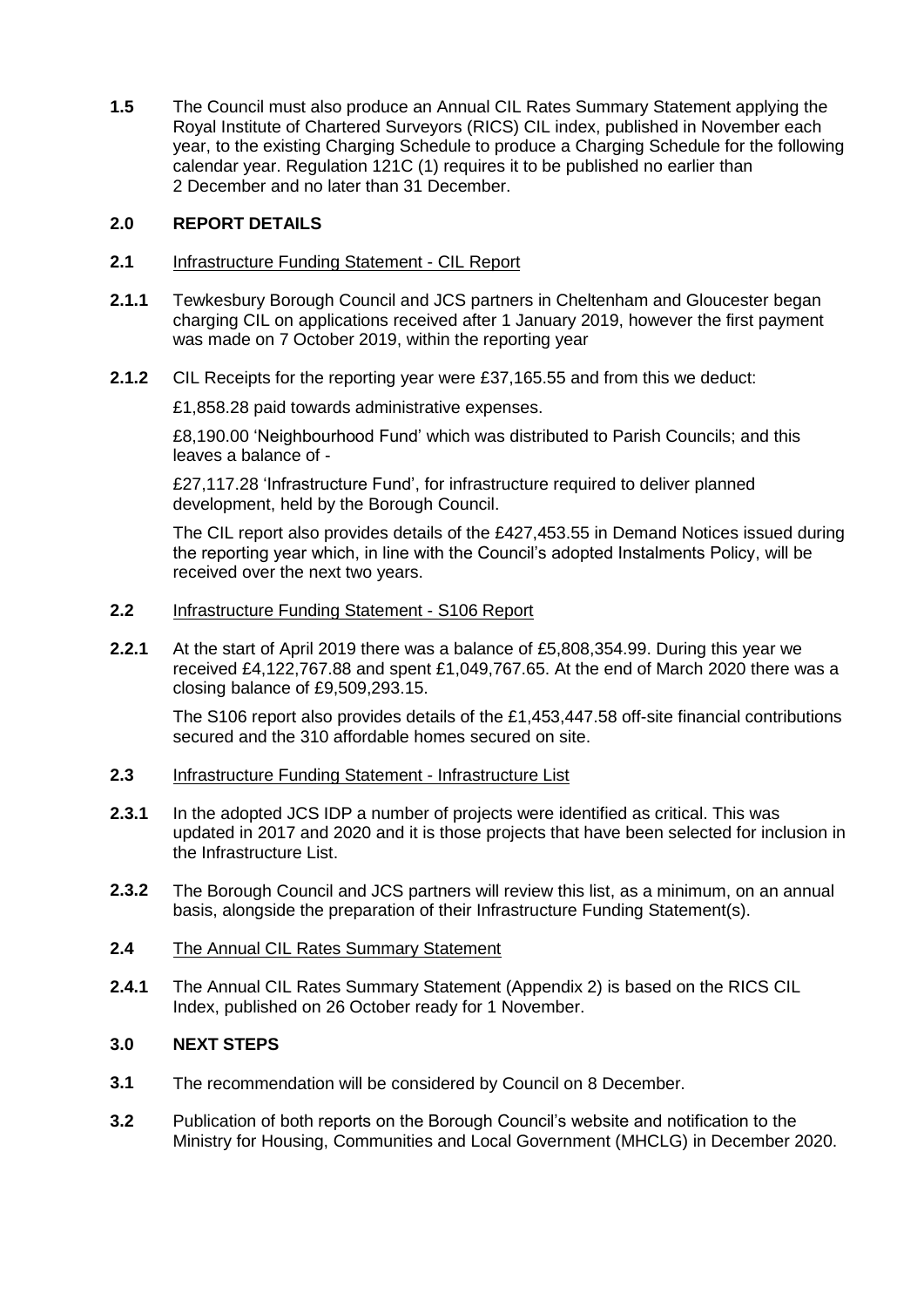**1.5** The Council must also produce an Annual CIL Rates Summary Statement applying the Royal Institute of Chartered Surveyors (RICS) CIL index, published in November each year, to the existing Charging Schedule to produce a Charging Schedule for the following calendar year. Regulation 121C (1) requires it to be published no earlier than 2 December and no later than 31 December.

## 2.0 REPORT DETAILS

**2.1** Infrastructure Funding Statement - CIL Report

**2.1.1** Tewkesbury Borough Council and JCS partners in Cheltenham and Gloucester began charging CIL on applications received after 1 January 2019, however the first payment was made on 7 October 2019, within the reporting year

**2.1.2** CIL Receipts for the reporting year were £37,165.55 and from this we deduct:

£1,858.28 paid towards administrative expenses.

£8,190.00 'Neighbourhood Fund' which was distributed to Parish Councils; and this leaves a balance of -

£27,117.28 'Infrastructure Fund', for infrastructure required to deliver planned development, held by the Borough Council.

The CIL report also provides details of the £427,453.55 in Demand Notices issued during the reporting year which, in line with the Council's adopted Instalments Policy, will be received over the next two years.

**2.2** Infrastructure Funding Statement - S106 Report

**2.2.1** At the start of April 2019 there was a balance of £5,808,354.99. During this year we received £4,122,767.88 and spent £1,049,767.65. At the end of March 2020 there was a closing balance of £9,509,293.15.

The S106 report also provides details of the £1,453,447.58 off-site financial contributions secured and the 310 affordable homes secured on site.

**2.3** Infrastructure Funding Statement - Infrastructure List

**2.3.1** In the adopted JCS IDP a number of projects were identified as critical. This was updated in 2017 and 2020 and it is those projects that have been selected for inclusion in the Infrastructure List.

**2.3.2** The Borough Council and JCS partners will review this list, as a minimum, on an annual basis, alongside the preparation of their Infrastructure Funding Statement(s).

**2.4** The Annual CIL Rates Summary Statement

**2.4.1** The Annual CIL Rates Summary Statement (Appendix 2) is based on the RICS CIL Index, published on 26 October ready for 1 November.

## 3.0 NEXT STEPS

**3.1** The recommendation will be considered by Council on 8 December.

**3.2** Publication of both reports on the Borough Council's website and notification to the Ministry for Housing, Communities and Local Government (MHCLG) in December 2020.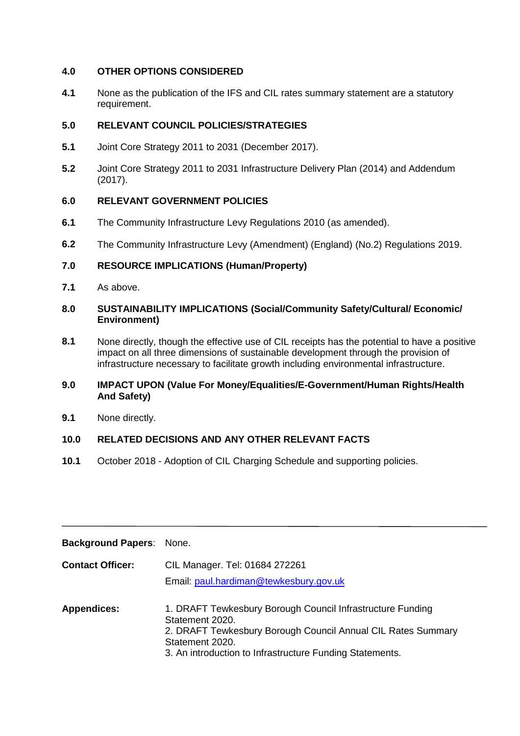## 4.0 OTHER OPTIONS CONSIDERED

**4.1** None as the publication of the IFS and CIL rates summary statement are a statutory requirement.

## 5.0 RELEVANT COUNCIL POLICIES/STRATEGIES

**5.1** Joint Core Strategy 2011 to 2031 (December 2017).

**5.2** Joint Core Strategy 2011 to 2031 Infrastructure Delivery Plan (2014) and Addendum (2017).

## 6.0 RELEVANT GOVERNMENT POLICIES

**6.1** The Community Infrastructure Levy Regulations 2010 (as amended).

**6.2** The Community Infrastructure Levy (Amendment) (England) (No.2) Regulations 2019.

## 7.0 RESOURCE IMPLICATIONS (Human/Property)

**7.1** As above.

## 8.0 SUSTAINABILITY IMPLICATIONS (Social/Community Safety/Cultural/ Economic/ Environment)

**8.1** None directly, though the effective use of CIL receipts has the potential to have a positive impact on all three dimensions of sustainable development through the provision of infrastructure necessary to facilitate growth including environmental infrastructure.

## 9.0 IMPACT UPON (Value For Money/Equalities/E-Government/Human Rights/Health And Safety)

**9.1** None directly.

## 10.0 RELATED DECISIONS AND ANY OTHER RELEVANT FACTS

**10.1** October 2018 - Adoption of CIL Charging Schedule and supporting policies.

---

**Background Papers**: None.

**Contact Officer:** CIL Manager. Tel: 01684 272261
Email: paul.hardiman@tewkesbury.gov.uk

**Appendices:**
1. DRAFT Tewkesbury Borough Council Infrastructure Funding Statement 2020.
2. DRAFT Tewkesbury Borough Council Annual CIL Rates Summary Statement 2020.
3. An introduction to Infrastructure Funding Statements.